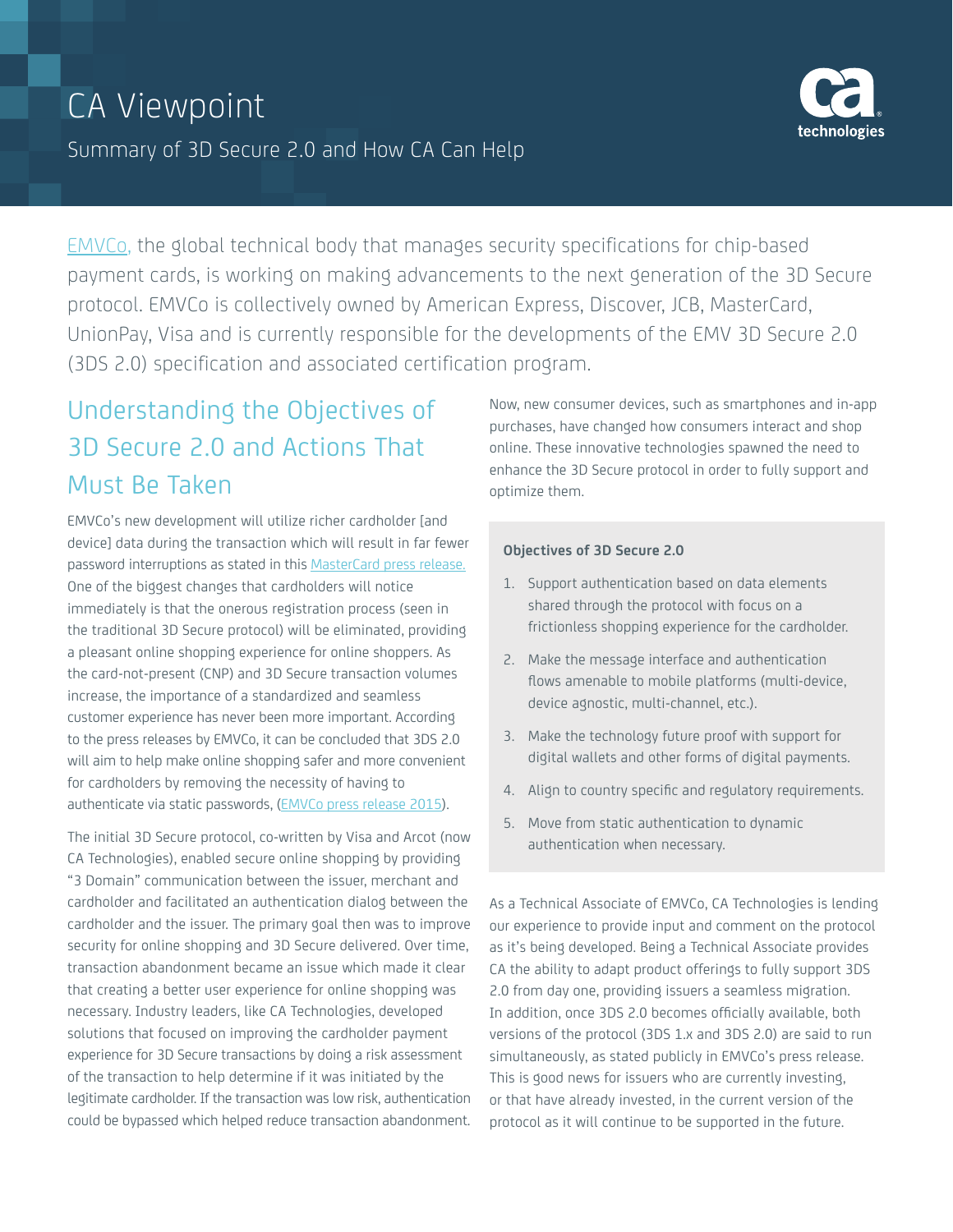# CA Viewpoint

## Summary of 3D Secure 2.0 and How CA Can Help

EMVCo, the global technical body that manages security specifications for chip-based payment cards, is working on making advancements to the next generation of the 3D Secure protocol. EMVCo is collectively owned by American Express, Discover, JCB, MasterCard, UnionPay, Visa and is currently responsible for the developments of the EMV 3D Secure 2.0 (3DS 2.0) specification and associated certification program.

## Understanding the Objectives of 3D Secure 2.0 and Actions That Must Be Taken

EMVCo's new development will utilize richer cardholder [and device] data during the transaction which will result in far fewer password interruptions as stated in this MasterCard press release. One of the biggest changes that cardholders will notice immediately is that the onerous registration process (seen in the traditional 3D Secure protocol) will be eliminated, providing a pleasant online shopping experience for online shoppers. As the card-not-present (CNP) and 3D Secure transaction volumes increase, the importance of a standardized and seamless customer experience has never been more important. According to the press releases by EMVCo, it can be concluded that 3DS 2.0 will aim to help make online shopping safer and more convenient for cardholders by removing the necessity of having to authenticate via static passwords, (EMVCo press release 2015).

The initial 3D Secure protocol, co-written by Visa and Arcot (now CA Technologies), enabled secure online shopping by providing "3 Domain" communication between the issuer, merchant and cardholder and facilitated an authentication dialog between the cardholder and the issuer. The primary goal then was to improve security for online shopping and 3D Secure delivered. Over time, transaction abandonment became an issue which made it clear that creating a better user experience for online shopping was necessary. Industry leaders, like CA Technologies, developed solutions that focused on improving the cardholder payment experience for 3D Secure transactions by doing a risk assessment of the transaction to help determine if it was initiated by the legitimate cardholder. If the transaction was low risk, authentication could be bypassed which helped reduce transaction abandonment.

Now, new consumer devices, such as smartphones and in-app purchases, have changed how consumers interact and shop online. These innovative technologies spawned the need to enhance the 3D Secure protocol in order to fully support and optimize them.

**Objectives of 3D Secure 2.0**

1. Support authentication based on data elements shared through the protocol with focus on a frictionless shopping experience for the cardholder.
2. Make the message interface and authentication flows amenable to mobile platforms (multi-device, device agnostic, multi-channel, etc.).
3. Make the technology future proof with support for digital wallets and other forms of digital payments.
4. Align to country specific and regulatory requirements.
5. Move from static authentication to dynamic authentication when necessary.

As a Technical Associate of EMVCo, CA Technologies is lending our experience to provide input and comment on the protocol as it's being developed. Being a Technical Associate provides CA the ability to adapt product offerings to fully support 3DS 2.0 from day one, providing issuers a seamless migration. In addition, once 3DS 2.0 becomes officially available, both versions of the protocol (3DS 1.x and 3DS 2.0) are said to run simultaneously, as stated publicly in EMVCo's press release. This is good news for issuers who are currently investing, or that have already invested, in the current version of the protocol as it will continue to be supported in the future.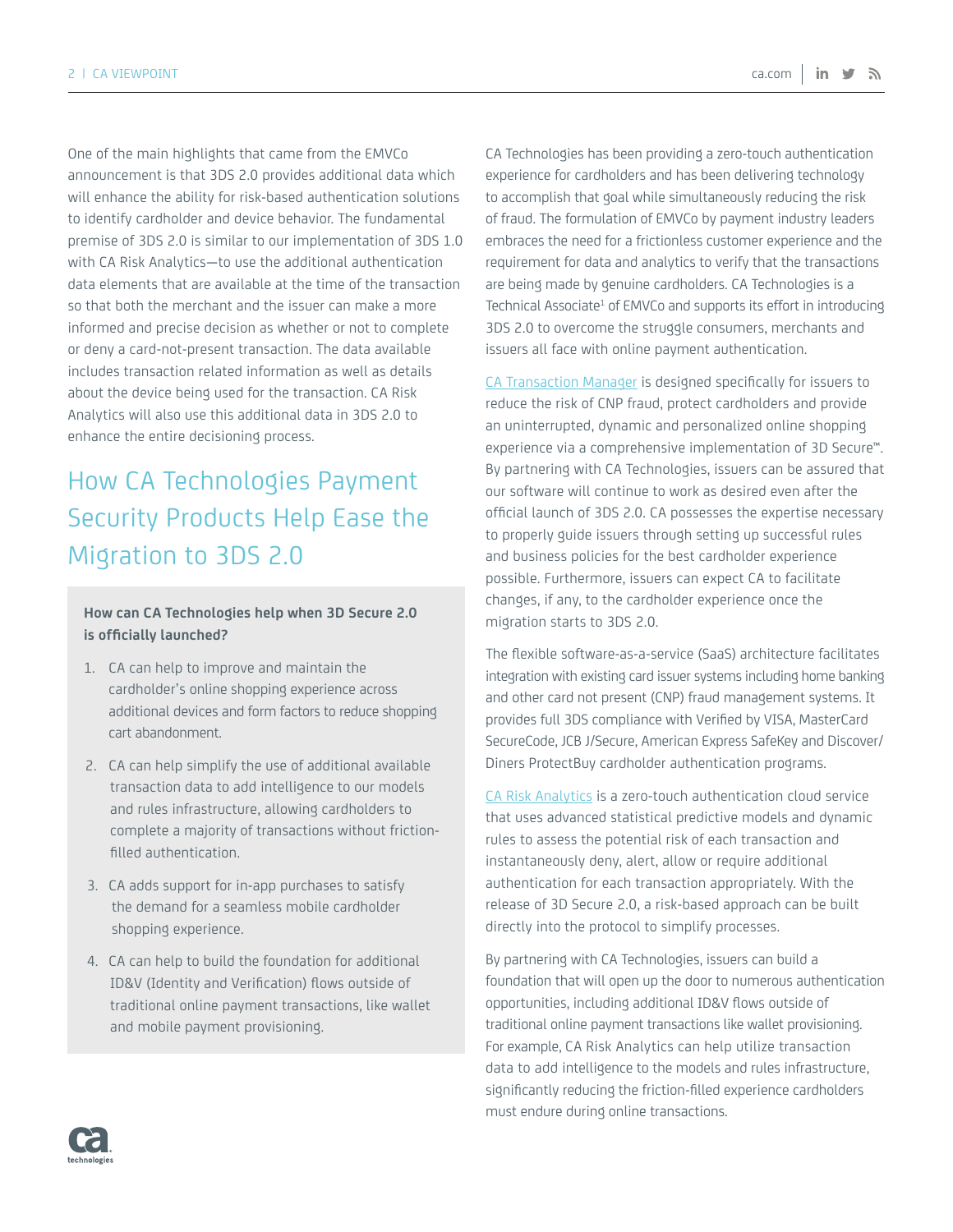One of the main highlights that came from the EMVCo announcement is that 3DS 2.0 provides additional data which will enhance the ability for risk-based authentication solutions to identify cardholder and device behavior. The fundamental premise of 3DS 2.0 is similar to our implementation of 3DS 1.0 with CA Risk Analytics—to use the additional authentication data elements that are available at the time of the transaction so that both the merchant and the issuer can make a more informed and precise decision as whether or not to complete or deny a card-not-present transaction. The data available includes transaction related information as well as details about the device being used for the transaction. CA Risk Analytics will also use this additional data in 3DS 2.0 to enhance the entire decisioning process.

## How CA Technologies Payment Security Products Help Ease the Migration to 3DS 2.0

**How can CA Technologies help when 3D Secure 2.0 is officially launched?**

1. CA can help to improve and maintain the cardholder's online shopping experience across additional devices and form factors to reduce shopping cart abandonment.
2. CA can help simplify the use of additional available transaction data to add intelligence to our models and rules infrastructure, allowing cardholders to complete a majority of transactions without friction-filled authentication.
3. CA adds support for in-app purchases to satisfy the demand for a seamless mobile cardholder shopping experience.
4. CA can help to build the foundation for additional ID&V (Identity and Verification) flows outside of traditional online payment transactions, like wallet and mobile payment provisioning.

CA Technologies has been providing a zero-touch authentication experience for cardholders and has been delivering technology to accomplish that goal while simultaneously reducing the risk of fraud. The formulation of EMVCo by payment industry leaders embraces the need for a frictionless customer experience and the requirement for data and analytics to verify that the transactions are being made by genuine cardholders. CA Technologies is a Technical Associate[1] of EMVCo and supports its effort in introducing 3DS 2.0 to overcome the struggle consumers, merchants and issuers all face with online payment authentication.

CA Transaction Manager is designed specifically for issuers to reduce the risk of CNP fraud, protect cardholders and provide an uninterrupted, dynamic and personalized online shopping experience via a comprehensive implementation of 3D Secure™. By partnering with CA Technologies, issuers can be assured that our software will continue to work as desired even after the official launch of 3DS 2.0. CA possesses the expertise necessary to properly guide issuers through setting up successful rules and business policies for the best cardholder experience possible. Furthermore, issuers can expect CA to facilitate changes, if any, to the cardholder experience once the migration starts to 3DS 2.0.

The flexible software-as-a-service (SaaS) architecture facilitates integration with existing card issuer systems including home banking and other card not present (CNP) fraud management systems. It provides full 3DS compliance with Verified by VISA, MasterCard SecureCode, JCB J/Secure, American Express SafeKey and Discover/Diners ProtectBuy cardholder authentication programs.

CA Risk Analytics is a zero-touch authentication cloud service that uses advanced statistical predictive models and dynamic rules to assess the potential risk of each transaction and instantaneously deny, alert, allow or require additional authentication for each transaction appropriately. With the release of 3D Secure 2.0, a risk-based approach can be built directly into the protocol to simplify processes.

By partnering with CA Technologies, issuers can build a foundation that will open up the door to numerous authentication opportunities, including additional ID&V flows outside of traditional online payment transactions like wallet provisioning. For example, CA Risk Analytics can help utilize transaction data to add intelligence to the models and rules infrastructure, significantly reducing the friction-filled experience cardholders must endure during online transactions.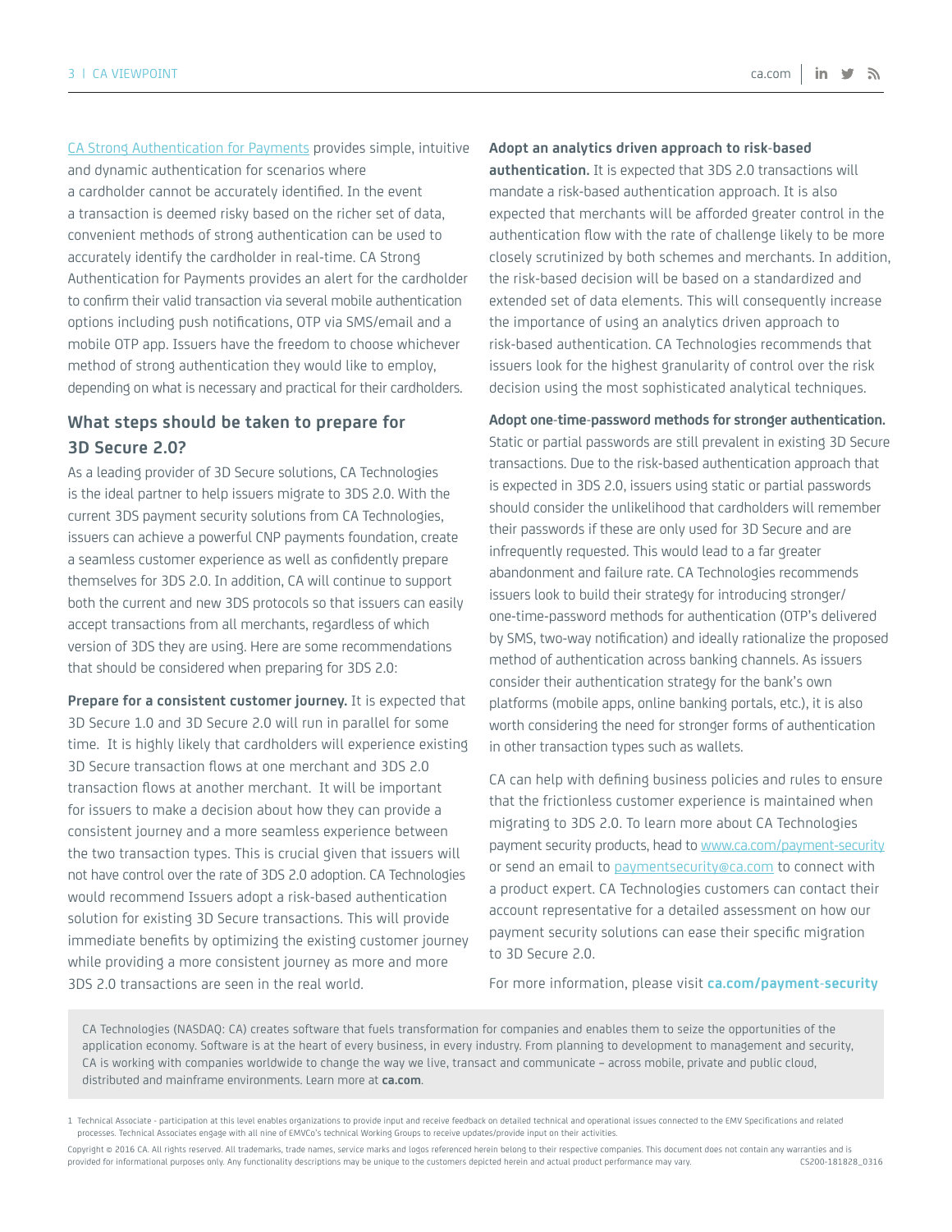CA Strong Authentication for Payments provides simple, intuitive and dynamic authentication for scenarios where a cardholder cannot be accurately identified. In the event a transaction is deemed risky based on the richer set of data, convenient methods of strong authentication can be used to accurately identify the cardholder in real-time. CA Strong Authentication for Payments provides an alert for the cardholder to confirm their valid transaction via several mobile authentication options including push notifications, OTP via SMS/email and a mobile OTP app. Issuers have the freedom to choose whichever method of strong authentication they would like to employ, depending on what is necessary and practical for their cardholders.

## What steps should be taken to prepare for 3D Secure 2.0?

As a leading provider of 3D Secure solutions, CA Technologies is the ideal partner to help issuers migrate to 3DS 2.0. With the current 3DS payment security solutions from CA Technologies, issuers can achieve a powerful CNP payments foundation, create a seamless customer experience as well as confidently prepare themselves for 3DS 2.0. In addition, CA will continue to support both the current and new 3DS protocols so that issuers can easily accept transactions from all merchants, regardless of which version of 3DS they are using. Here are some recommendations that should be considered when preparing for 3DS 2.0:

**Prepare for a consistent customer journey.** It is expected that 3D Secure 1.0 and 3D Secure 2.0 will run in parallel for some time. It is highly likely that cardholders will experience existing 3D Secure transaction flows at one merchant and 3DS 2.0 transaction flows at another merchant. It will be important for issuers to make a decision about how they can provide a consistent journey and a more seamless experience between the two transaction types. This is crucial given that issuers will not have control over the rate of 3DS 2.0 adoption. CA Technologies would recommend Issuers adopt a risk-based authentication solution for existing 3D Secure transactions. This will provide immediate benefits by optimizing the existing customer journey while providing a more consistent journey as more and more 3DS 2.0 transactions are seen in the real world.

**Adopt an analytics driven approach to risk-based authentication.** It is expected that 3DS 2.0 transactions will mandate a risk-based authentication approach. It is also expected that merchants will be afforded greater control in the authentication flow with the rate of challenge likely to be more closely scrutinized by both schemes and merchants. In addition, the risk-based decision will be based on a standardized and extended set of data elements. This will consequently increase the importance of using an analytics driven approach to risk-based authentication. CA Technologies recommends that issuers look for the highest granularity of control over the risk decision using the most sophisticated analytical techniques.

**Adopt one-time-password methods for stronger authentication.** Static or partial passwords are still prevalent in existing 3D Secure transactions. Due to the risk-based authentication approach that is expected in 3DS 2.0, issuers using static or partial passwords should consider the unlikelihood that cardholders will remember their passwords if these are only used for 3D Secure and are infrequently requested. This would lead to a far greater abandonment and failure rate. CA Technologies recommends issuers look to build their strategy for introducing stronger/ one-time-password methods for authentication (OTP's delivered by SMS, two-way notification) and ideally rationalize the proposed method of authentication across banking channels. As issuers consider their authentication strategy for the bank's own platforms (mobile apps, online banking portals, etc.), it is also worth considering the need for stronger forms of authentication in other transaction types such as wallets.

CA can help with defining business policies and rules to ensure that the frictionless customer experience is maintained when migrating to 3DS 2.0. To learn more about CA Technologies payment security products, head to www.ca.com/payment-security or send an email to paymentsecurity@ca.com to connect with a product expert. CA Technologies customers can contact their account representative for a detailed assessment on how our payment security solutions can ease their specific migration to 3D Secure 2.0.

For more information, please visit **ca.com/payment-security**

CA Technologies (NASDAQ: CA) creates software that fuels transformation for companies and enables them to seize the opportunities of the application economy. Software is at the heart of every business, in every industry. From planning to development to management and security, CA is working with companies worldwide to change the way we live, transact and communicate – across mobile, private and public cloud, distributed and mainframe environments. Learn more at **ca.com**.

1 Technical Associate - participation at this level enables organizations to provide input and receive feedback on detailed technical and operational issues connected to the EMV Specifications and related processes. Technical Associates engage with all nine of EMVCo's technical Working Groups to receive updates/provide input on their activities.

Copyright © 2016 CA. All rights reserved. All trademarks, trade names, service marks and logos referenced herein belong to their respective companies. This document does not contain any warranties and is provided for informational purposes only. Any functionality descriptions may be unique to the customers depicted herein and actual product performance may vary. CS200-181828_0316